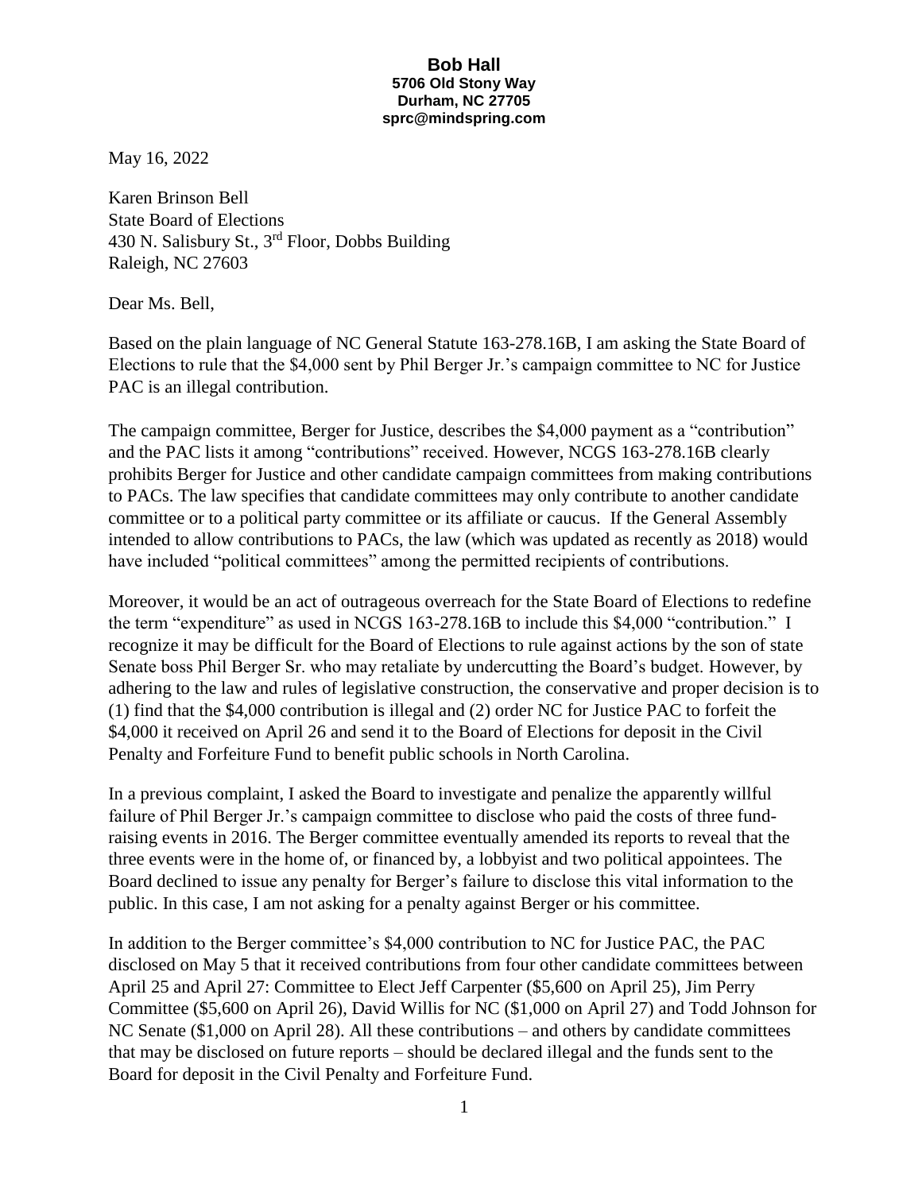**Bob Hall**
**5706 Old Stony Way**
**Durham, NC 27705**
**sprc@mindspring.com**

May 16, 2022

Karen Brinson Bell
State Board of Elections
430 N. Salisbury St., 3rd Floor, Dobbs Building
Raleigh, NC 27603

Dear Ms. Bell,

Based on the plain language of NC General Statute 163-278.16B, I am asking the State Board of Elections to rule that the $4,000 sent by Phil Berger Jr.'s campaign committee to NC for Justice PAC is an illegal contribution.

The campaign committee, Berger for Justice, describes the $4,000 payment as a "contribution" and the PAC lists it among "contributions" received. However, NCGS 163-278.16B clearly prohibits Berger for Justice and other candidate campaign committees from making contributions to PACs. The law specifies that candidate committees may only contribute to another candidate committee or to a political party committee or its affiliate or caucus. If the General Assembly intended to allow contributions to PACs, the law (which was updated as recently as 2018) would have included "political committees" among the permitted recipients of contributions.

Moreover, it would be an act of outrageous overreach for the State Board of Elections to redefine the term "expenditure" as used in NCGS 163-278.16B to include this $4,000 "contribution." I recognize it may be difficult for the Board of Elections to rule against actions by the son of state Senate boss Phil Berger Sr. who may retaliate by undercutting the Board's budget. However, by adhering to the law and rules of legislative construction, the conservative and proper decision is to (1) find that the $4,000 contribution is illegal and (2) order NC for Justice PAC to forfeit the $4,000 it received on April 26 and send it to the Board of Elections for deposit in the Civil Penalty and Forfeiture Fund to benefit public schools in North Carolina.

In a previous complaint, I asked the Board to investigate and penalize the apparently willful failure of Phil Berger Jr.'s campaign committee to disclose who paid the costs of three fund-raising events in 2016. The Berger committee eventually amended its reports to reveal that the three events were in the home of, or financed by, a lobbyist and two political appointees. The Board declined to issue any penalty for Berger's failure to disclose this vital information to the public. In this case, I am not asking for a penalty against Berger or his committee.

In addition to the Berger committee's $4,000 contribution to NC for Justice PAC, the PAC disclosed on May 5 that it received contributions from four other candidate committees between April 25 and April 27: Committee to Elect Jeff Carpenter ($5,600 on April 25), Jim Perry Committee ($5,600 on April 26), David Willis for NC ($1,000 on April 27) and Todd Johnson for NC Senate ($1,000 on April 28). All these contributions – and others by candidate committees that may be disclosed on future reports – should be declared illegal and the funds sent to the Board for deposit in the Civil Penalty and Forfeiture Fund.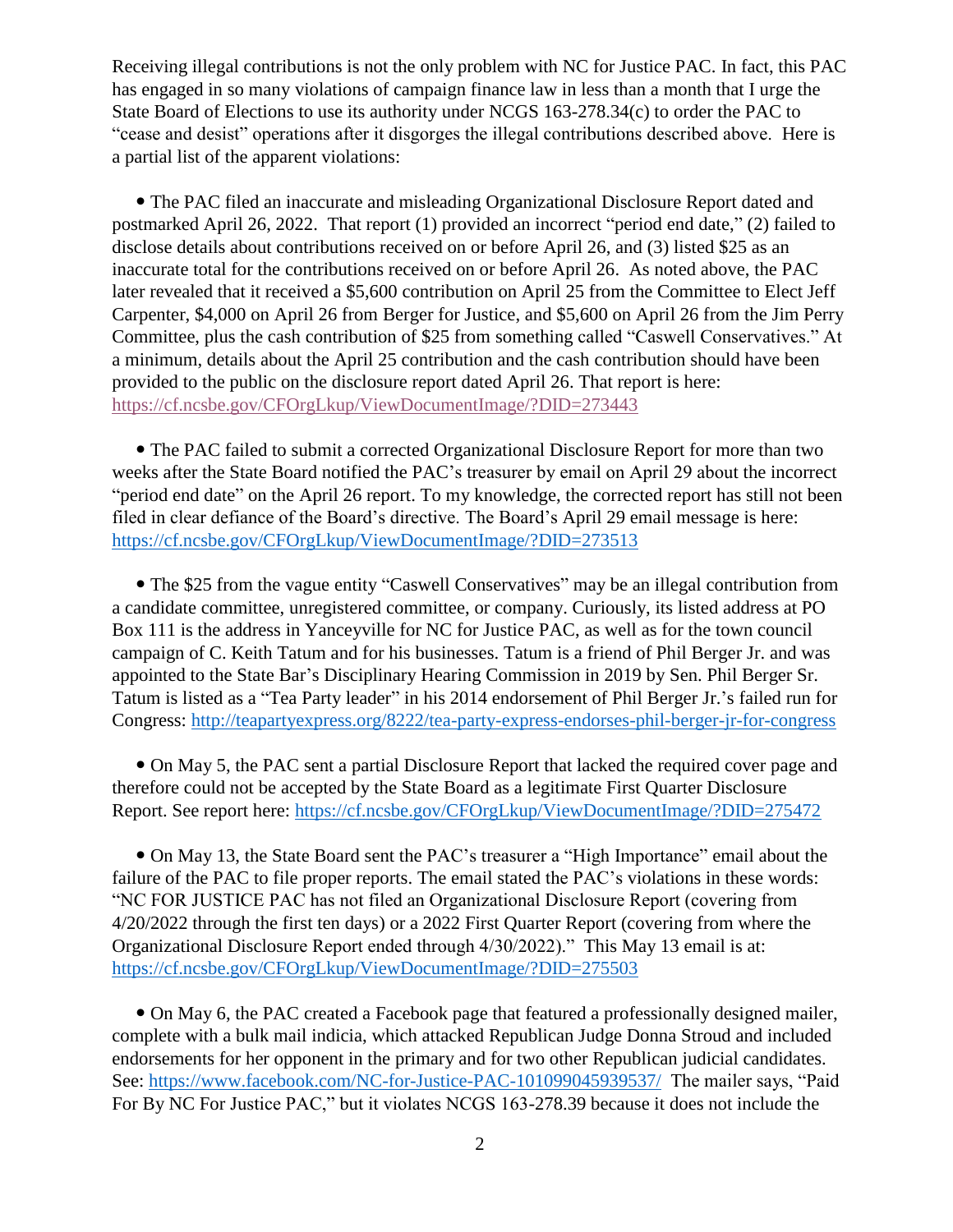Receiving illegal contributions is not the only problem with NC for Justice PAC. In fact, this PAC has engaged in so many violations of campaign finance law in less than a month that I urge the State Board of Elections to use its authority under NCGS 163-278.34(c) to order the PAC to "cease and desist" operations after it disgorges the illegal contributions described above. Here is a partial list of the apparent violations:

- The PAC filed an inaccurate and misleading Organizational Disclosure Report dated and postmarked April 26, 2022. That report (1) provided an incorrect "period end date," (2) failed to disclose details about contributions received on or before April 26, and (3) listed $25 as an inaccurate total for the contributions received on or before April 26. As noted above, the PAC later revealed that it received a $5,600 contribution on April 25 from the Committee to Elect Jeff Carpenter, $4,000 on April 26 from Berger for Justice, and $5,600 on April 26 from the Jim Perry Committee, plus the cash contribution of $25 from something called "Caswell Conservatives." At a minimum, details about the April 25 contribution and the cash contribution should have been provided to the public on the disclosure report dated April 26. That report is here: https://cf.ncsbe.gov/CFOrgLkup/ViewDocumentImage/?DID=273443

- The PAC failed to submit a corrected Organizational Disclosure Report for more than two weeks after the State Board notified the PAC's treasurer by email on April 29 about the incorrect "period end date" on the April 26 report. To my knowledge, the corrected report has still not been filed in clear defiance of the Board's directive. The Board's April 29 email message is here: https://cf.ncsbe.gov/CFOrgLkup/ViewDocumentImage/?DID=273513

- The $25 from the vague entity "Caswell Conservatives" may be an illegal contribution from a candidate committee, unregistered committee, or company. Curiously, its listed address at PO Box 111 is the address in Yanceyville for NC for Justice PAC, as well as for the town council campaign of C. Keith Tatum and for his businesses. Tatum is a friend of Phil Berger Jr. and was appointed to the State Bar's Disciplinary Hearing Commission in 2019 by Sen. Phil Berger Sr. Tatum is listed as a "Tea Party leader" in his 2014 endorsement of Phil Berger Jr.'s failed run for Congress: http://teapartyexpress.org/8222/tea-party-express-endorses-phil-berger-jr-for-congress

- On May 5, the PAC sent a partial Disclosure Report that lacked the required cover page and therefore could not be accepted by the State Board as a legitimate First Quarter Disclosure Report. See report here: https://cf.ncsbe.gov/CFOrgLkup/ViewDocumentImage/?DID=275472

- On May 13, the State Board sent the PAC's treasurer a "High Importance" email about the failure of the PAC to file proper reports. The email stated the PAC's violations in these words: "NC FOR JUSTICE PAC has not filed an Organizational Disclosure Report (covering from 4/20/2022 through the first ten days) or a 2022 First Quarter Report (covering from where the Organizational Disclosure Report ended through 4/30/2022)." This May 13 email is at: https://cf.ncsbe.gov/CFOrgLkup/ViewDocumentImage/?DID=275503

- On May 6, the PAC created a Facebook page that featured a professionally designed mailer, complete with a bulk mail indicia, which attacked Republican Judge Donna Stroud and included endorsements for her opponent in the primary and for two other Republican judicial candidates. See: https://www.facebook.com/NC-for-Justice-PAC-101099045939537/ The mailer says, "Paid For By NC For Justice PAC," but it violates NCGS 163-278.39 because it does not include the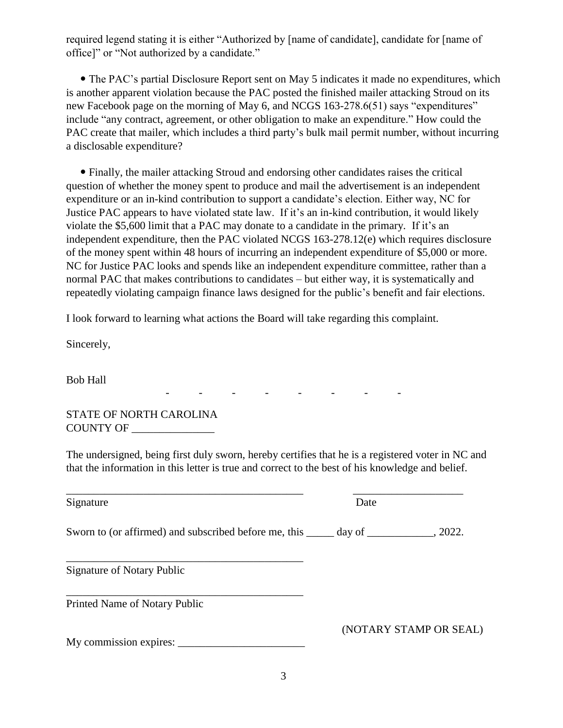required legend stating it is either "Authorized by [name of candidate], candidate for [name of office]" or "Not authorized by a candidate."

- The PAC's partial Disclosure Report sent on May 5 indicates it made no expenditures, which is another apparent violation because the PAC posted the finished mailer attacking Stroud on its new Facebook page on the morning of May 6, and NCGS 163-278.6(51) says "expenditures" include "any contract, agreement, or other obligation to make an expenditure." How could the PAC create that mailer, which includes a third party's bulk mail permit number, without incurring a disclosable expenditure?

- Finally, the mailer attacking Stroud and endorsing other candidates raises the critical question of whether the money spent to produce and mail the advertisement is an independent expenditure or an in-kind contribution to support a candidate's election. Either way, NC for Justice PAC appears to have violated state law. If it's an in-kind contribution, it would likely violate the $5,600 limit that a PAC may donate to a candidate in the primary. If it's an independent expenditure, then the PAC violated NCGS 163-278.12(e) which requires disclosure of the money spent within 48 hours of incurring an independent expenditure of $5,000 or more. NC for Justice PAC looks and spends like an independent expenditure committee, rather than a normal PAC that makes contributions to candidates – but either way, it is systematically and repeatedly violating campaign finance laws designed for the public's benefit and fair elections.

I look forward to learning what actions the Board will take regarding this complaint.

Sincerely,

Bob Hall

\- - - - - - - -

STATE OF NORTH CAROLINA
COUNTY OF _______________

The undersigned, being first duly sworn, hereby certifies that he is a registered voter in NC and that the information in this letter is true and correct to the best of his knowledge and belief.

_____________________________________________ ____________________
Signature Date

Sworn to (or affirmed) and subscribed before me, this _____ day of ____________, 2022.

_____________________________________________
Signature of Notary Public

_____________________________________________
Printed Name of Notary Public

(NOTARY STAMP OR SEAL)

My commission expires: _______________________